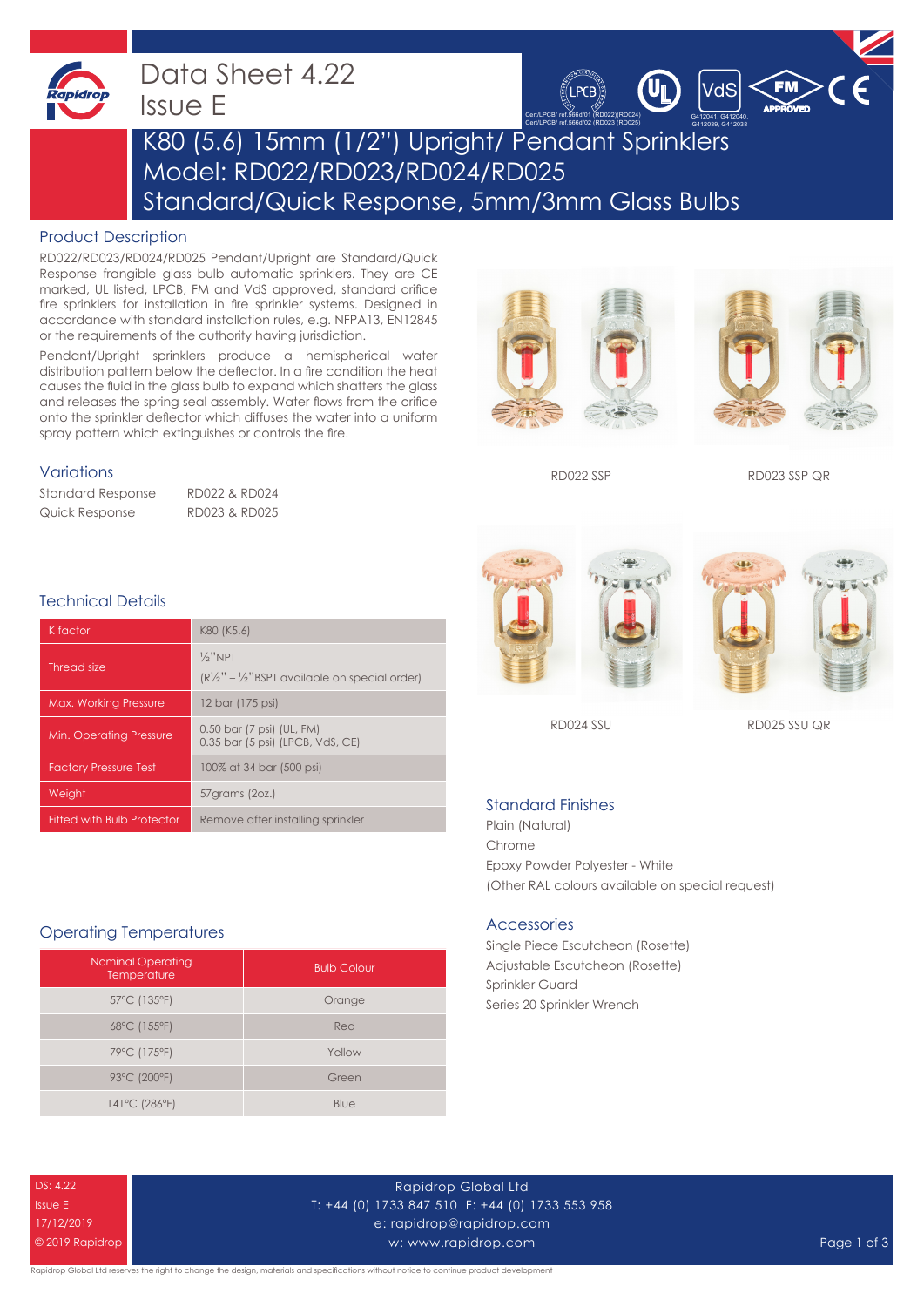# Data Sheet 4.22
Issue E

Cert/LPCB/ ref.566d/01 (RD022)(RD024)
Cert/LPCB/ ref.566d/02 (RD023 (RD025)

G412041, G412040, G412039, G412038

## K80 (5.6) 15mm (1/2") Upright/ Pendant Sprinklers
## Model: RD022/RD023/RD024/RD025
## Standard/Quick Response, 5mm/3mm Glass Bulbs

### Product Description

RD022/RD023/RD024/RD025 Pendant/Upright are Standard/Quick Response frangible glass bulb automatic sprinklers. They are CE marked, UL listed, LPCB, FM and VdS approved, standard orifice fire sprinklers for installation in fire sprinkler systems. Designed in accordance with standard installation rules, e.g. NFPA13, EN12845 or the requirements of the authority having jurisdiction.

Pendant/Upright sprinklers produce a hemispherical water distribution pattern below the deflector. In a fire condition the heat causes the fluid in the glass bulb to expand which shatters the glass and releases the spring seal assembly. Water flows from the orifice onto the sprinkler deflector which diffuses the water into a uniform spray pattern which extinguishes or controls the fire.

RD022 SSP

RD023 SSP QR

RD024 SSU

RD025 SSU QR

### Variations

| | |
|---|---|
| Standard Response | RD022 & RD024 |
| Quick Response | RD023 & RD025 |

### Technical Details

| | |
|---|---|
| K factor | K80 (K5.6) |
| Thread size | ½"NPT (R½" – ½"BSPT available on special order) |
| Max. Working Pressure | 12 bar (175 psi) |
| Min. Operating Pressure | 0.50 bar (7 psi) (UL, FM) 0.35 bar (5 psi) (LPCB, VdS, CE) |
| Factory Pressure Test | 100% at 34 bar (500 psi) |
| Weight | 57grams (2oz.) |
| Fitted with Bulb Protector | Remove after installing sprinkler |

### Standard Finishes

Plain (Natural)
Chrome
Epoxy Powder Polyester - White
(Other RAL colours available on special request)

### Accessories

Single Piece Escutcheon (Rosette)
Adjustable Escutcheon (Rosette)
Sprinkler Guard
Series 20 Sprinkler Wrench

### Operating Temperatures

| Nominal Operating Temperature | Bulb Colour |
|---|---|
| 57°C (135°F) | Orange |
| 68°C (155°F) | Red |
| 79°C (175°F) | Yellow |
| 93°C (200°F) | Green |
| 141°C (286°F) | Blue |

DS: 4.22
Issue E
17/12/2019
© 2019 Rapidrop

Rapidrop Global Ltd
T: +44 (0) 1733 847 510 F: +44 (0) 1733 553 958
e: rapidrop@rapidrop.com
w: www.rapidrop.com

Rapidrop Global Ltd reserves the right to change the design, materials and specifications without notice to continue product development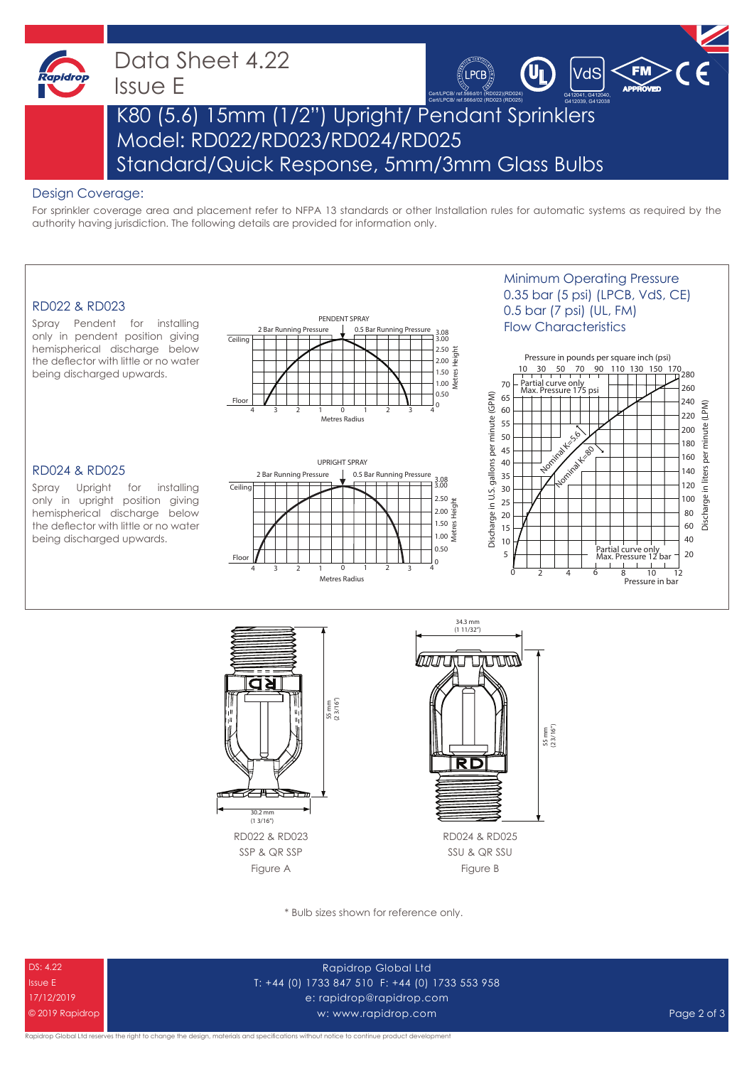# Data Sheet 4.22
## Issue E

K80 (5.6) 15mm (1/2") Upright/ Pendant Sprinklers
Model: RD022/RD023/RD024/RD025
Standard/Quick Response, 5mm/3mm Glass Bulbs

Cert/LPCB/ ref.566d/01 (RD022)(RD024)
Cert/LPCB/ ref.566d/02 (RD023) (RD025)

G412041, G412040, G412039, G412038

## Design Coverage:

For sprinkler coverage area and placement refer to NFPA 13 standards or other Installation rules for automatic systems as required by the authority having jurisdiction. The following details are provided for information only.

### RD022 & RD023

Spray Pendent for installing only in pendent position giving hemispherical discharge below the deflector with little or no water being discharged upwards.

PENDENT SPRAY — 2 Bar Running Pressure / 0.5 Bar Running Pressure

### RD024 & RD025

Spray Upright for installing only in upright position giving hemispherical discharge below the deflector with little or no water being discharged upwards.

UPRIGHT SPRAY — 2 Bar Running Pressure / 0.5 Bar Running Pressure

### Minimum Operating Pressure

0.35 bar (5 psi) (LPCB, VdS, CE)
0.5 bar (7 psi) (UL, FM)

### Flow Characteristics

Partial curve only, Max. Pressure 175 psi
Partial curve only, Max. Pressure 12 bar
Nominal K=5.6; Nominal K=80

RD022 & RD023
SSP & QR SSP
Figure A

RD024 & RD025
SSU & QR SSU
Figure B

\* Bulb sizes shown for reference only.

DS: 4.22
Issue E
17/12/2019
© 2019 Rapidrop

Rapidrop Global Ltd
T: +44 (0) 1733 847 510 F: +44 (0) 1733 553 958
e: rapidrop@rapidrop.com
w: www.rapidrop.com

Rapidrop Global Ltd reserves the right to change the design, materials and specifications without notice to continue product development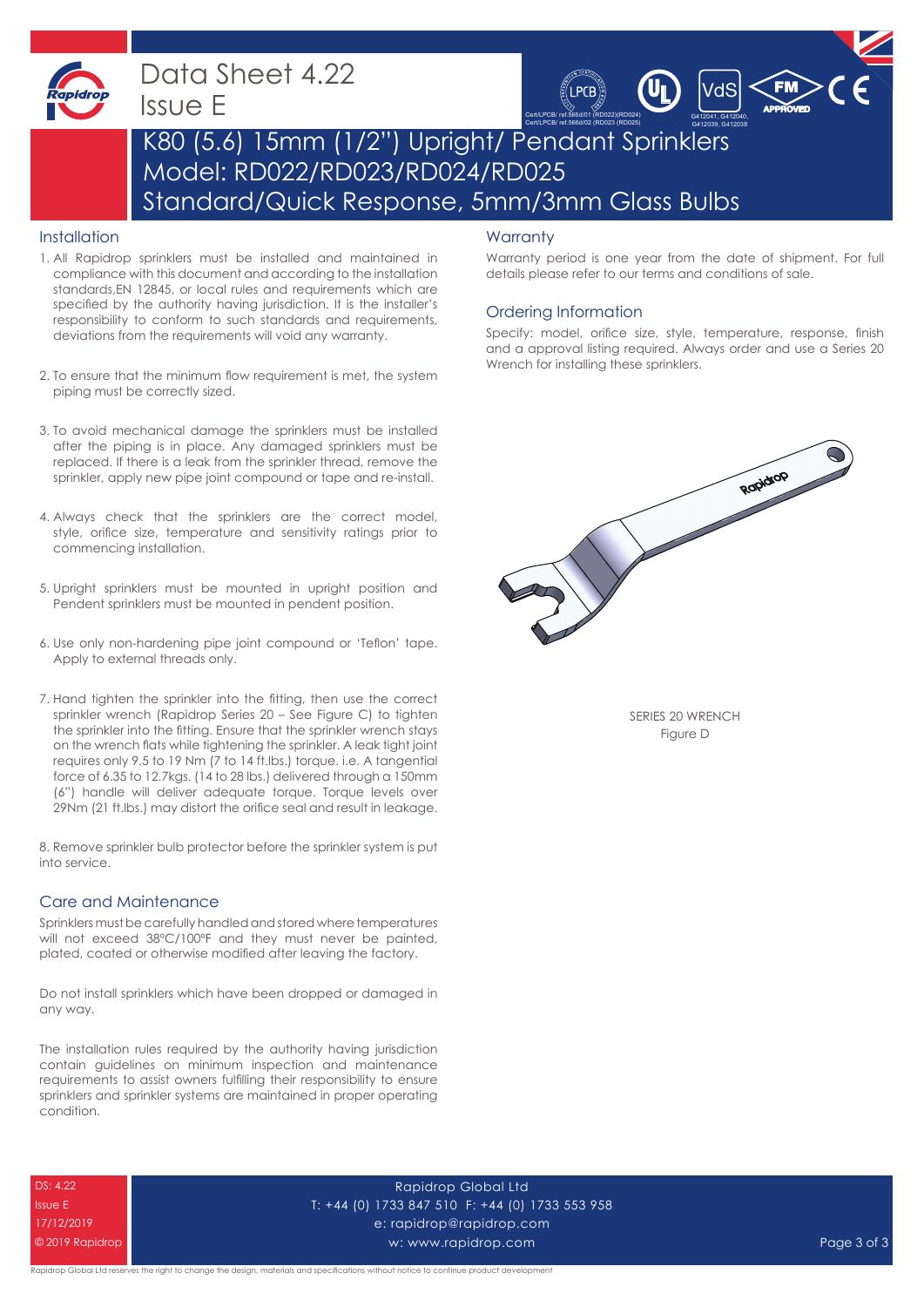# Data Sheet 4.22
Issue E

Cert/LPCB/ ref.566d/01 (RD022)(RD024)
Cert/LPCB/ ref.566d/02 (RD023 (RD025)

G412041, G412040, G412039, G412038

## K80 (5.6) 15mm (1/2") Upright/ Pendant Sprinklers
## Model: RD022/RD023/RD024/RD025
## Standard/Quick Response, 5mm/3mm Glass Bulbs

### Installation

1. All Rapidrop sprinklers must be installed and maintained in compliance with this document and according to the installation standards,EN 12845, or local rules and requirements which are specified by the authority having jurisdiction. It is the installer's responsibility to conform to such standards and requirements, deviations from the requirements will void any warranty.

2. To ensure that the minimum flow requirement is met, the system piping must be correctly sized.

3. To avoid mechanical damage the sprinklers must be installed after the piping is in place. Any damaged sprinklers must be replaced. If there is a leak from the sprinkler thread, remove the sprinkler, apply new pipe joint compound or tape and re-install.

4. Always check that the sprinklers are the correct model, style, orifice size, temperature and sensitivity ratings prior to commencing installation.

5. Upright sprinklers must be mounted in upright position and Pendent sprinklers must be mounted in pendent position.

6. Use only non-hardening pipe joint compound or 'Teflon' tape. Apply to external threads only.

7. Hand tighten the sprinkler into the fitting, then use the correct sprinkler wrench (Rapidrop Series 20 – See Figure C) to tighten the sprinkler into the fitting. Ensure that the sprinkler wrench stays on the wrench flats while tightening the sprinkler. A leak tight joint requires only 9.5 to 19 Nm (7 to 14 ft.lbs.) torque. i.e. A tangential force of 6.35 to 12.7kgs. (14 to 28 lbs.) delivered through a 150mm (6") handle will deliver adequate torque. Torque levels over 29Nm (21 ft.lbs.) may distort the orifice seal and result in leakage.

8. Remove sprinkler bulb protector before the sprinkler system is put into service.

### Care and Maintenance

Sprinklers must be carefully handled and stored where temperatures will not exceed 38°C/100°F and they must never be painted, plated, coated or otherwise modified after leaving the factory.

Do not install sprinklers which have been dropped or damaged in any way.

The installation rules required by the authority having jurisdiction contain guidelines on minimum inspection and maintenance requirements to assist owners fulfilling their responsibility to ensure sprinklers and sprinkler systems are maintained in proper operating condition.

### Warranty

Warranty period is one year from the date of shipment. For full details please refer to our terms and conditions of sale.

### Ordering Information

Specify: model, orifice size, style, temperature, response, finish and a approval listing required. Always order and use a Series 20 Wrench for installing these sprinklers.

SERIES 20 WRENCH
Figure D

DS: 4.22
Issue E
17/12/2019
© 2019 Rapidrop

Rapidrop Global Ltd
T: +44 (0) 1733 847 510 F: +44 (0) 1733 553 958
e: rapidrop@rapidrop.com
w: www.rapidrop.com

Rapidrop Global Ltd reserves the right to change the design, materials and specifications without notice to continue product development